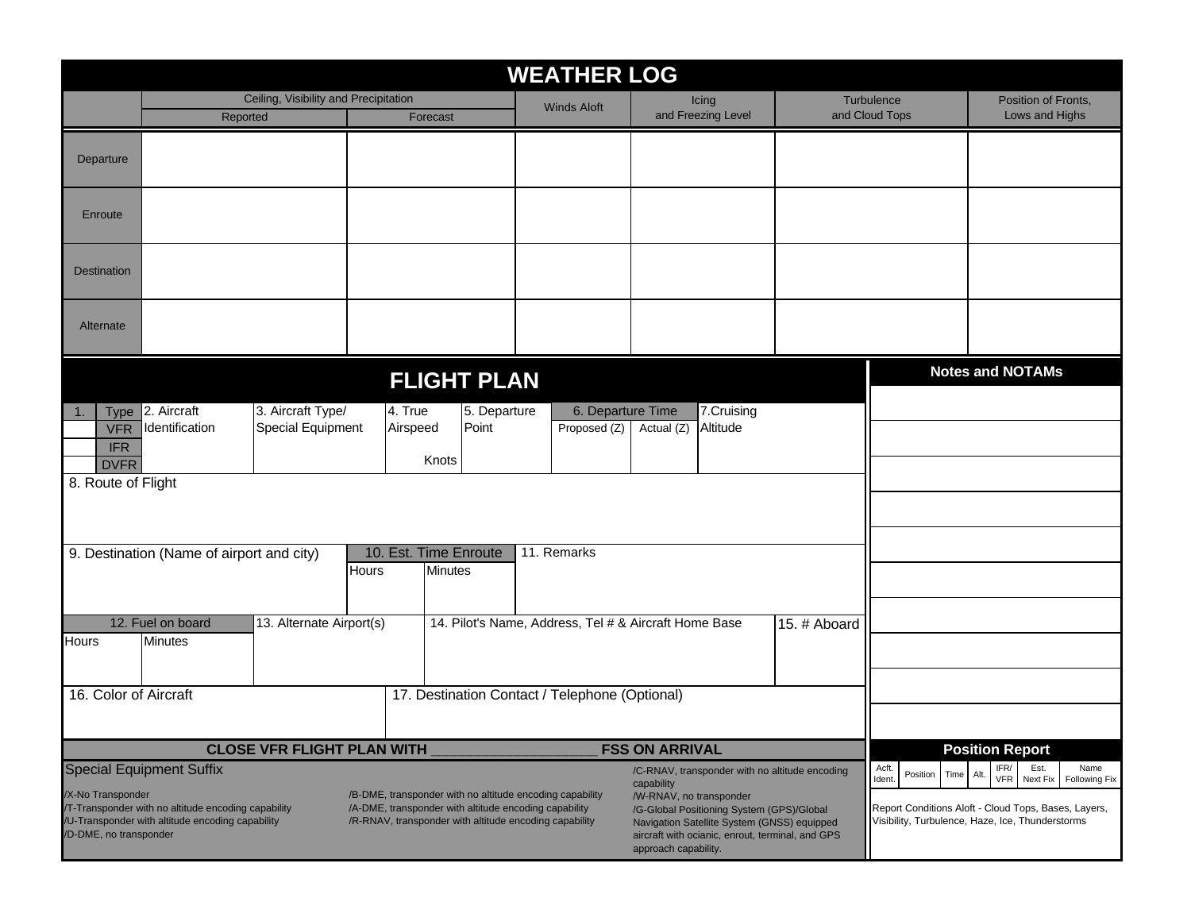# WEATHER LOG

| | Ceiling, Visibility and Precipitation – Reported | Ceiling, Visibility and Precipitation – Forecast | Winds Aloft | Icing and Freezing Level | Turbulence and Cloud Tops | Position of Fronts, Lows and Highs |
|---|---|---|---|---|---|---|
| Departure | | | | | | |
| Enroute | | | | | | |
| Destination | | | | | | |
| Alternate | | | | | | |

# FLIGHT PLAN

1. Type: VFR / IFR / DVFR

2. Aircraft Identification

3. Aircraft Type/ Special Equipment

4. True Airspeed — Knots

5. Departure Point

6. Departure Time — Proposed (Z) | Actual (Z)

7. Cruising Altitude

8. Route of Flight

9. Destination (Name of airport and city)

10. Est. Time Enroute — Hours | Minutes

11. Remarks

12. Fuel on board — Hours | Minutes

13. Alternate Airport(s)

14. Pilot's Name, Address, Tel # & Aircraft Home Base

15. # Aboard

16. Color of Aircraft

17. Destination Contact / Telephone (Optional)

**CLOSE VFR FLIGHT PLAN WITH \_\_\_\_\_\_\_\_\_\_\_\_\_\_\_\_\_\_\_\_ FSS ON ARRIVAL**

## Special Equipment Suffix

/X-No Transponder
/T-Transponder with no altitude encoding capability
/U-Transponder with altitude encoding capability
/D-DME, no transponder
/B-DME, transponder with no altitude encoding capability
/A-DME, transponder with altitude encoding capability
/R-RNAV, transponder with altitude encoding capability
/C-RNAV, transponder with no altitude encoding capability
/W-RNAV, no transponder
/G-Global Positioning System (GPS)/Global Navigation Satellite System (GNSS) equipped aircraft with ocianic, enrout, terminal, and GPS approach capability.

## Notes and NOTAMs

## Position Report

| Acft. Ident. | Position | Time | Alt. | IFR/ VFR | Est. Next Fix | Name Following Fix |
|---|---|---|---|---|---|---|

Report Conditions Aloft - Cloud Tops, Bases, Layers, Visibility, Turbulence, Haze, Ice, Thunderstorms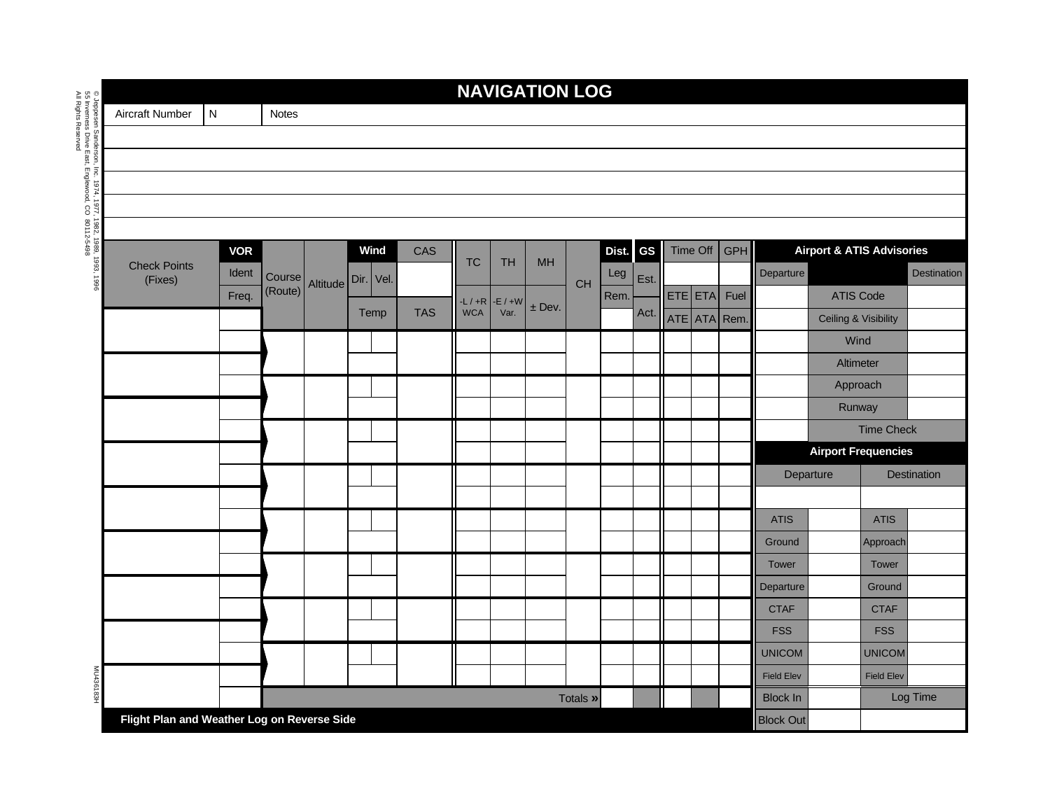# NAVIGATION LOG

© Jeppesen Sanderson, Inc. 1974, 1977, 1982, 1989, 1993, 1996
55 Inverness Drive East, Englewood, CO 80112-5498
All Rights Reserved

| Aircraft Number | N | Notes |
|---|---|---|
| | | |
| | | |
| | | |
| | | |
| | | |

| Check Points (Fixes) | VOR Ident / Freq. | Course (Route) | Altitude | Wind Dir. / Vel. / Temp | CAS / TAS | TC / -L / +R WCA | TH / -E / +W Var. | MH / ± Dev. | CH | Dist. Leg / Rem. | GS Est. / Act. | Time Off ETE / ATE | ETA / ATA | GPH Fuel / Rem. |
|---|---|---|---|---|---|---|---|---|---|---|---|---|---|---|
| | | | | | | | | | | | | | | |
| | | | | | | | | | | | | | | |
| | | | | | | | | | | | | | | |
| | | | | | | | | | | | | | | |
| | | | | | | | | | | | | | | |
| | | | | | | | | | | | | | | |
| | | | | | | | | | | | | | | |
| | | | | | | | | | | | | | | |
| | | | | | | | | | | | | | | |
| | | | | | | | | Totals » | | | | | | |

**Airport & ATIS Advisories**

| Departure | | Destination |
|---|---|---|
| | ATIS Code | |
| | Ceiling & Visibility | |
| | Wind | |
| | Altimeter | |
| | Approach | |
| | Runway | |
| | Time Check | |

**Airport Frequencies**

| Departure | | Destination | |
|---|---|---|---|
| | | | |
| ATIS | | ATIS | |
| Ground | | Approach | |
| Tower | | Tower | |
| Departure | | Ground | |
| CTAF | | CTAF | |
| FSS | | FSS | |
| UNICOM | | UNICOM | |
| Field Elev | | Field Elev | |
| Block In | | Log Time | |
| Block Out | | | |

**Flight Plan and Weather Log on Reverse Side**

MU436183H